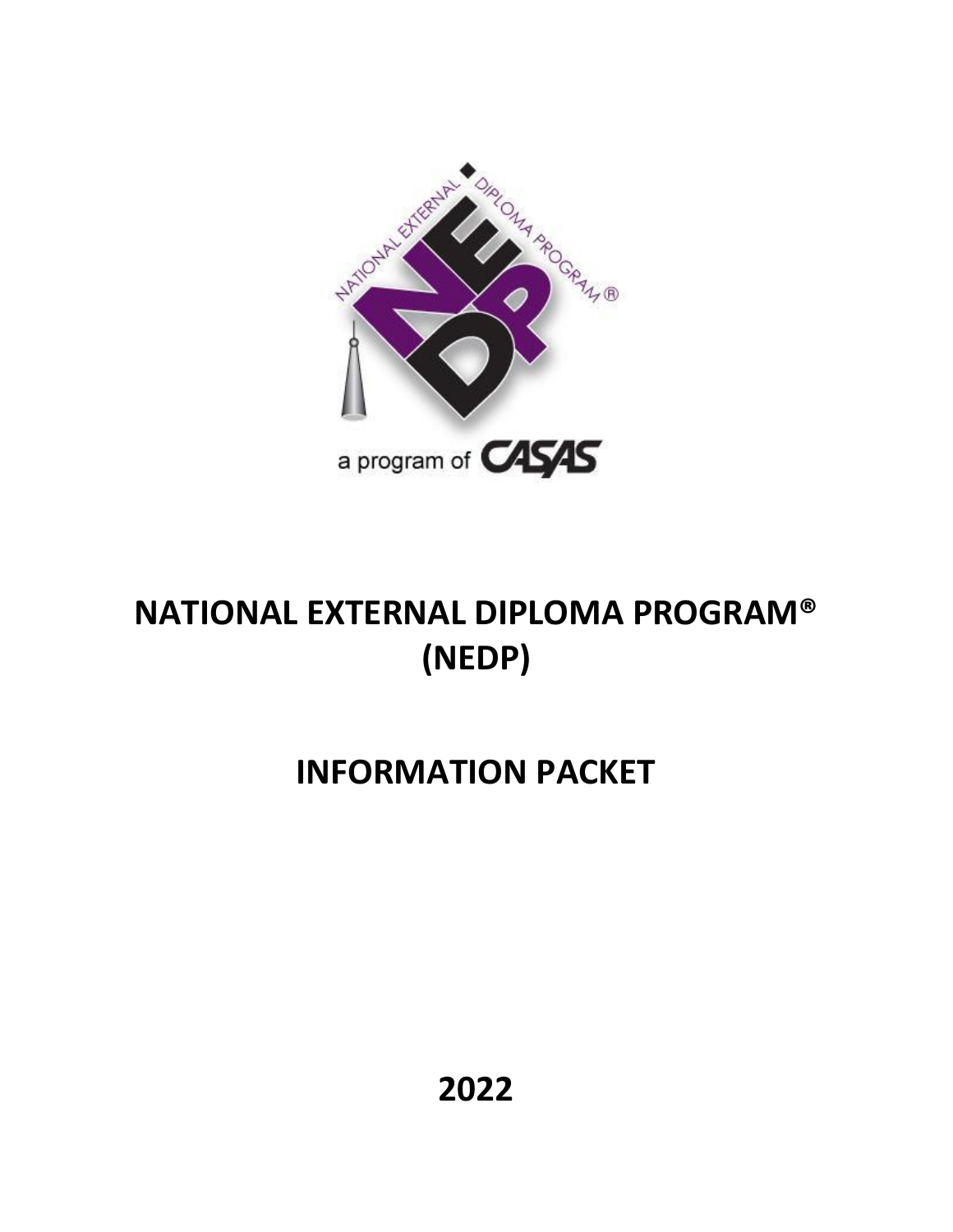# NATIONAL EXTERNAL DIPLOMA PROGRAM® (NEDP)

# INFORMATION PACKET

**2022**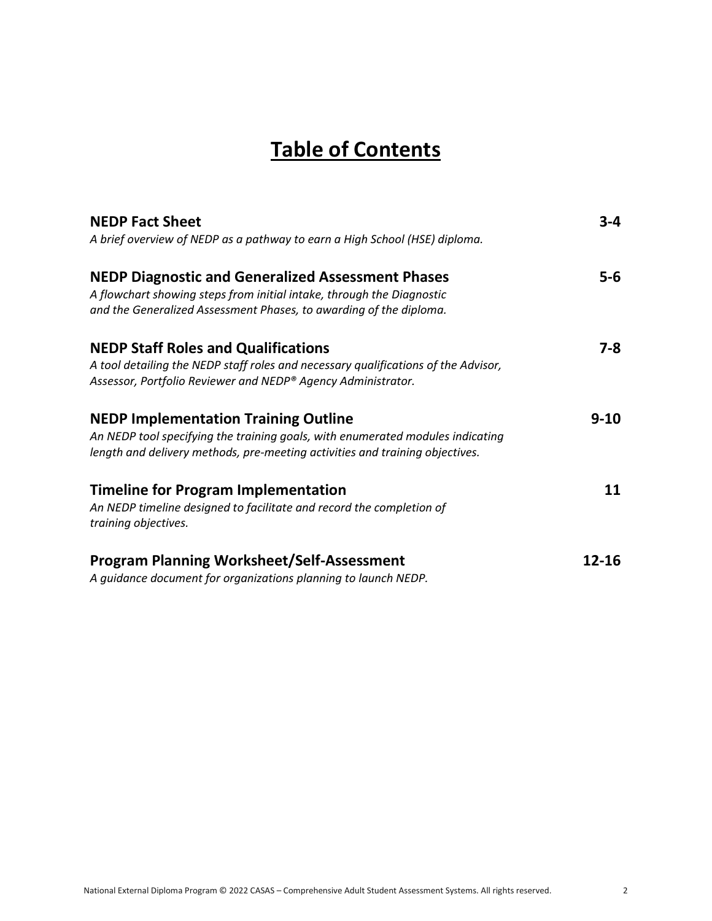# Table of Contents

**NEDP Fact Sheet** **3-4**
*A brief overview of NEDP as a pathway to earn a High School (HSE) diploma.*

**NEDP Diagnostic and Generalized Assessment Phases** **5-6**
*A flowchart showing steps from initial intake, through the Diagnostic and the Generalized Assessment Phases, to awarding of the diploma.*

**NEDP Staff Roles and Qualifications** **7-8**
*A tool detailing the NEDP staff roles and necessary qualifications of the Advisor, Assessor, Portfolio Reviewer and NEDP® Agency Administrator.*

**NEDP Implementation Training Outline** **9-10**
*An NEDP tool specifying the training goals, with enumerated modules indicating length and delivery methods, pre-meeting activities and training objectives.*

**Timeline for Program Implementation** **11**
*An NEDP timeline designed to facilitate and record the completion of training objectives.*

**Program Planning Worksheet/Self-Assessment** **12-16**
*A guidance document for organizations planning to launch NEDP.*

National External Diploma Program © 2022 CASAS – Comprehensive Adult Student Assessment Systems. All rights reserved.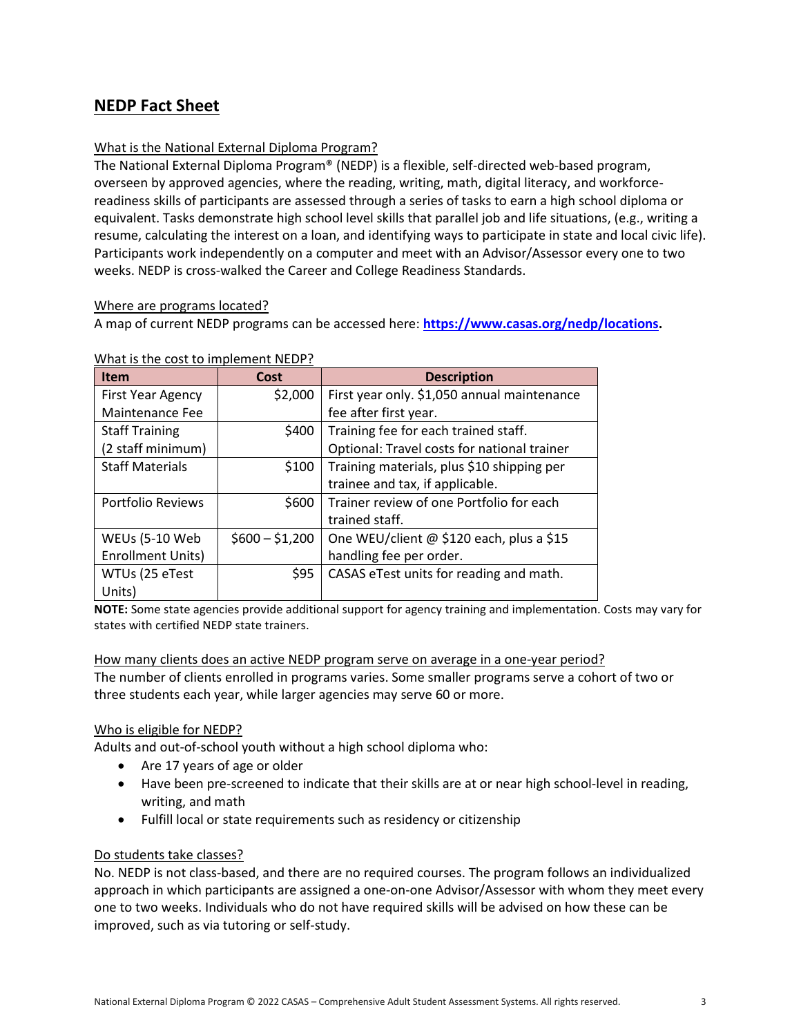## NEDP Fact Sheet

What is the National External Diploma Program?

The National External Diploma Program® (NEDP) is a flexible, self-directed web-based program, overseen by approved agencies, where the reading, writing, math, digital literacy, and workforce-readiness skills of participants are assessed through a series of tasks to earn a high school diploma or equivalent. Tasks demonstrate high school level skills that parallel job and life situations, (e.g., writing a resume, calculating the interest on a loan, and identifying ways to participate in state and local civic life). Participants work independently on a computer and meet with an Advisor/Assessor every one to two weeks. NEDP is cross-walked the Career and College Readiness Standards.

Where are programs located?

A map of current NEDP programs can be accessed here: **https://www.casas.org/nedp/locations.**

What is the cost to implement NEDP?

| Item | Cost | Description |
|---|---|---|
| First Year Agency Maintenance Fee | $2,000 | First year only. $1,050 annual maintenance fee after first year. |
| Staff Training (2 staff minimum) | $400 | Training fee for each trained staff. Optional: Travel costs for national trainer |
| Staff Materials | $100 | Training materials, plus $10 shipping per trainee and tax, if applicable. |
| Portfolio Reviews | $600 | Trainer review of one Portfolio for each trained staff. |
| WEUs (5-10 Web Enrollment Units) | $600 – $1,200 | One WEU/client @ $120 each, plus a $15 handling fee per order. |
| WTUs (25 eTest Units) | $95 | CASAS eTest units for reading and math. |

**NOTE:** Some state agencies provide additional support for agency training and implementation. Costs may vary for states with certified NEDP state trainers.

How many clients does an active NEDP program serve on average in a one-year period?

The number of clients enrolled in programs varies. Some smaller programs serve a cohort of two or three students each year, while larger agencies may serve 60 or more.

Who is eligible for NEDP?

Adults and out-of-school youth without a high school diploma who:

- Are 17 years of age or older
- Have been pre-screened to indicate that their skills are at or near high school-level in reading, writing, and math
- Fulfill local or state requirements such as residency or citizenship

Do students take classes?

No. NEDP is not class-based, and there are no required courses. The program follows an individualized approach in which participants are assigned a one-on-one Advisor/Assessor with whom they meet every one to two weeks. Individuals who do not have required skills will be advised on how these can be improved, such as via tutoring or self-study.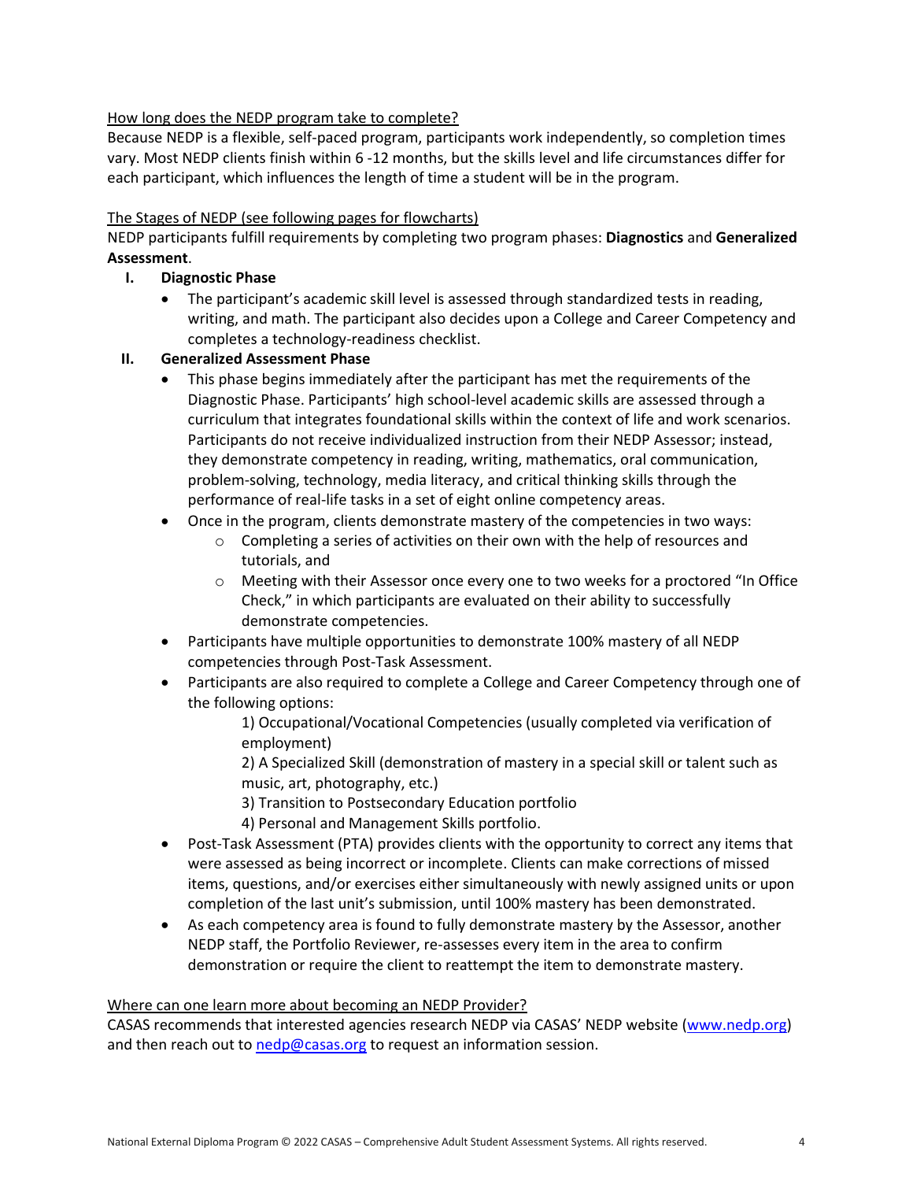How long does the NEDP program take to complete?

Because NEDP is a flexible, self-paced program, participants work independently, so completion times vary. Most NEDP clients finish within 6 -12 months, but the skills level and life circumstances differ for each participant, which influences the length of time a student will be in the program.

The Stages of NEDP (see following pages for flowcharts)

NEDP participants fulfill requirements by completing two program phases: **Diagnostics** and **Generalized Assessment**.

I. **Diagnostic Phase**
   - The participant's academic skill level is assessed through standardized tests in reading, writing, and math. The participant also decides upon a College and Career Competency and completes a technology-readiness checklist.

II. **Generalized Assessment Phase**
   - This phase begins immediately after the participant has met the requirements of the Diagnostic Phase. Participants' high school-level academic skills are assessed through a curriculum that integrates foundational skills within the context of life and work scenarios. Participants do not receive individualized instruction from their NEDP Assessor; instead, they demonstrate competency in reading, writing, mathematics, oral communication, problem-solving, technology, media literacy, and critical thinking skills through the performance of real-life tasks in a set of eight online competency areas.
   - Once in the program, clients demonstrate mastery of the competencies in two ways:
     - Completing a series of activities on their own with the help of resources and tutorials, and
     - Meeting with their Assessor once every one to two weeks for a proctored "In Office Check," in which participants are evaluated on their ability to successfully demonstrate competencies.
   - Participants have multiple opportunities to demonstrate 100% mastery of all NEDP competencies through Post-Task Assessment.
   - Participants are also required to complete a College and Career Competency through one of the following options:
     1) Occupational/Vocational Competencies (usually completed via verification of employment)
     2) A Specialized Skill (demonstration of mastery in a special skill or talent such as music, art, photography, etc.)
     3) Transition to Postsecondary Education portfolio
     4) Personal and Management Skills portfolio.
   - Post-Task Assessment (PTA) provides clients with the opportunity to correct any items that were assessed as being incorrect or incomplete. Clients can make corrections of missed items, questions, and/or exercises either simultaneously with newly assigned units or upon completion of the last unit's submission, until 100% mastery has been demonstrated.
   - As each competency area is found to fully demonstrate mastery by the Assessor, another NEDP staff, the Portfolio Reviewer, re-assesses every item in the area to confirm demonstration or require the client to reattempt the item to demonstrate mastery.

Where can one learn more about becoming an NEDP Provider?

CASAS recommends that interested agencies research NEDP via CASAS' NEDP website (www.nedp.org) and then reach out to nedp@casas.org to request an information session.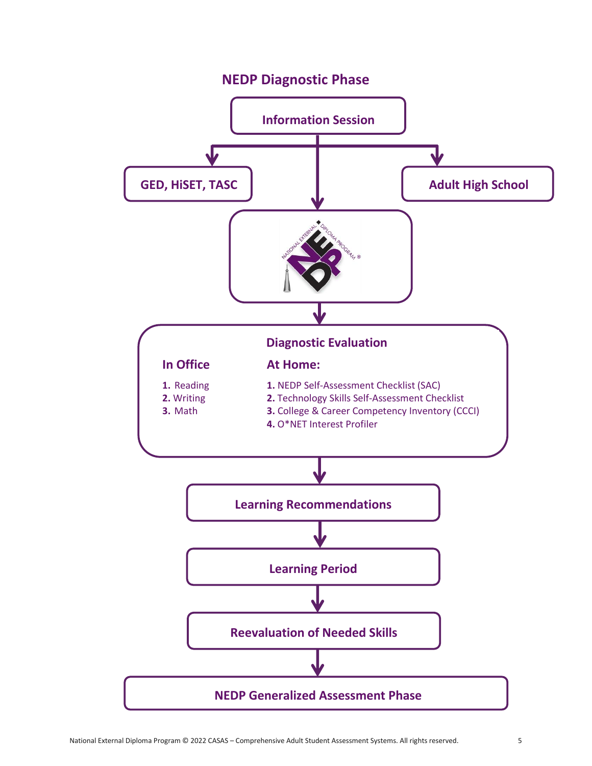## NEDP Diagnostic Phase

Information Session

GED, HiSET, TASC

Adult High School

Diagnostic Evaluation

**In Office**

1. Reading
2. Writing
3. Math

**At Home:**

1. NEDP Self-Assessment Checklist (SAC)
2. Technology Skills Self-Assessment Checklist
3. College & Career Competency Inventory (CCCI)
4. O*NET Interest Profiler

Learning Recommendations

Learning Period

Reevaluation of Needed Skills

NEDP Generalized Assessment Phase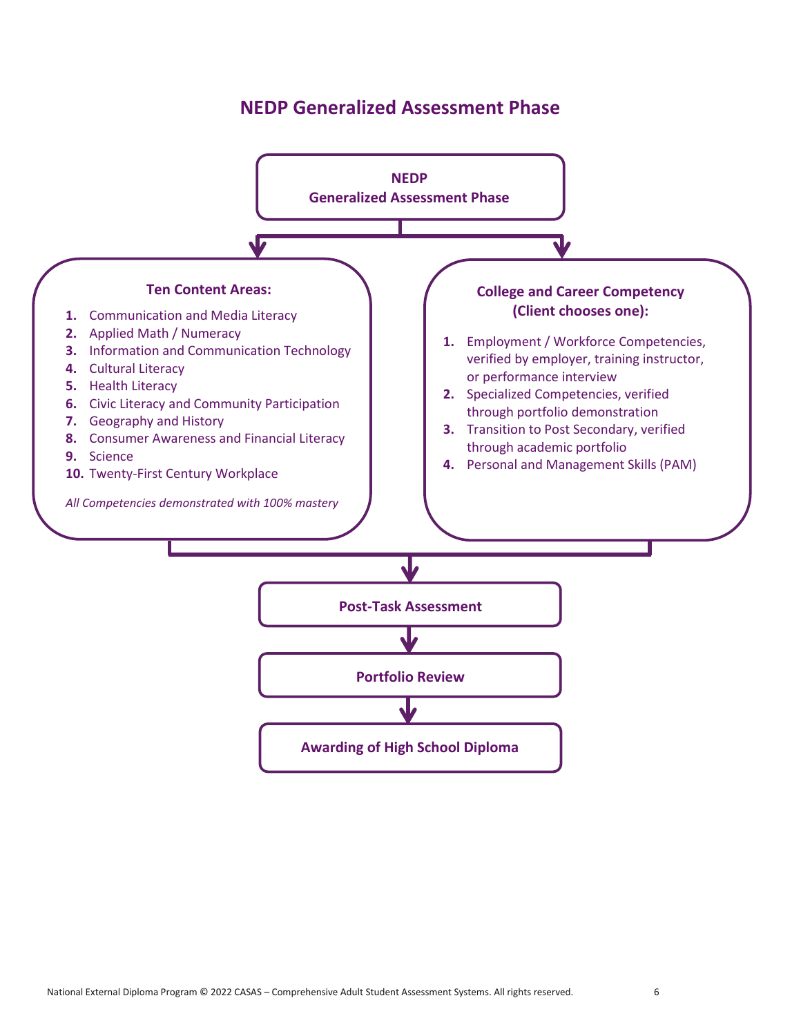# NEDP Generalized Assessment Phase

**NEDP**
**Generalized Assessment Phase**

**Ten Content Areas:**

1. Communication and Media Literacy
2. Applied Math / Numeracy
3. Information and Communication Technology
4. Cultural Literacy
5. Health Literacy
6. Civic Literacy and Community Participation
7. Geography and History
8. Consumer Awareness and Financial Literacy
9. Science
10. Twenty-First Century Workplace

*All Competencies demonstrated with 100% mastery*

**College and Career Competency (Client chooses one):**

1. Employment / Workforce Competencies, verified by employer, training instructor, or performance interview
2. Specialized Competencies, verified through portfolio demonstration
3. Transition to Post Secondary, verified through academic portfolio
4. Personal and Management Skills (PAM)

**Post-Task Assessment**

**Portfolio Review**

**Awarding of High School Diploma**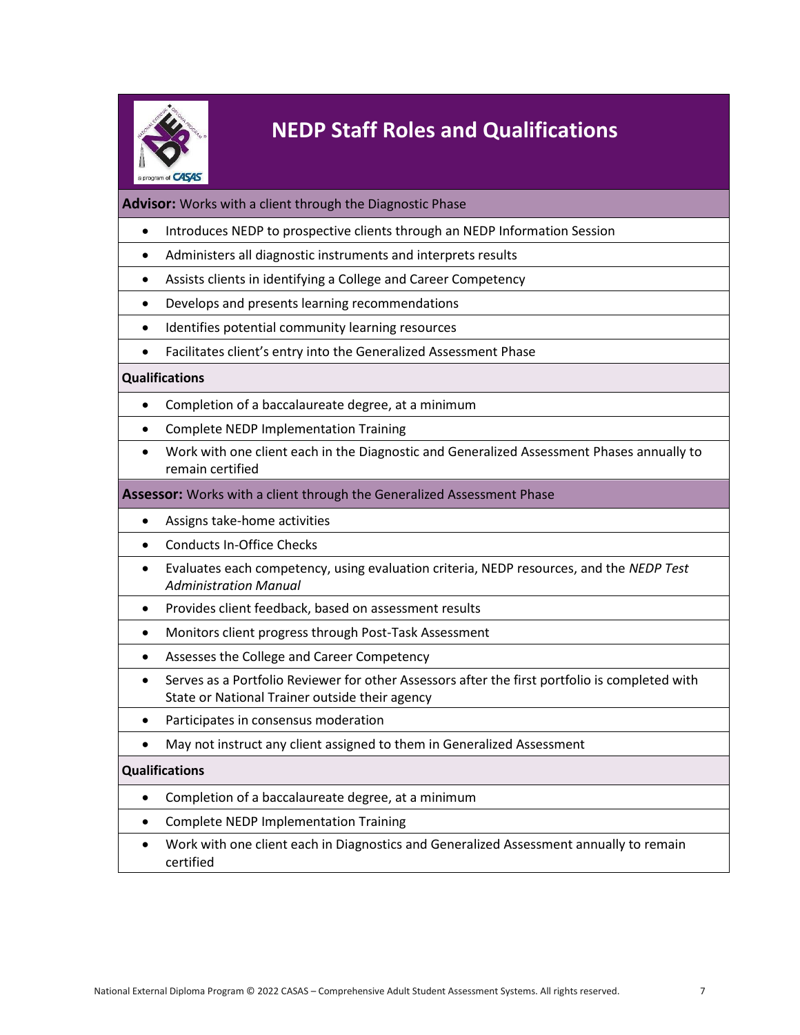# NEDP Staff Roles and Qualifications

**Advisor:** Works with a client through the Diagnostic Phase

- Introduces NEDP to prospective clients through an NEDP Information Session
- Administers all diagnostic instruments and interprets results
- Assists clients in identifying a College and Career Competency
- Develops and presents learning recommendations
- Identifies potential community learning resources
- Facilitates client's entry into the Generalized Assessment Phase

**Qualifications**

- Completion of a baccalaureate degree, at a minimum
- Complete NEDP Implementation Training
- Work with one client each in the Diagnostic and Generalized Assessment Phases annually to remain certified

**Assessor:** Works with a client through the Generalized Assessment Phase

- Assigns take-home activities
- Conducts In-Office Checks
- Evaluates each competency, using evaluation criteria, NEDP resources, and the *NEDP Test Administration Manual*
- Provides client feedback, based on assessment results
- Monitors client progress through Post-Task Assessment
- Assesses the College and Career Competency
- Serves as a Portfolio Reviewer for other Assessors after the first portfolio is completed with State or National Trainer outside their agency
- Participates in consensus moderation
- May not instruct any client assigned to them in Generalized Assessment

**Qualifications**

- Completion of a baccalaureate degree, at a minimum
- Complete NEDP Implementation Training
- Work with one client each in Diagnostics and Generalized Assessment annually to remain certified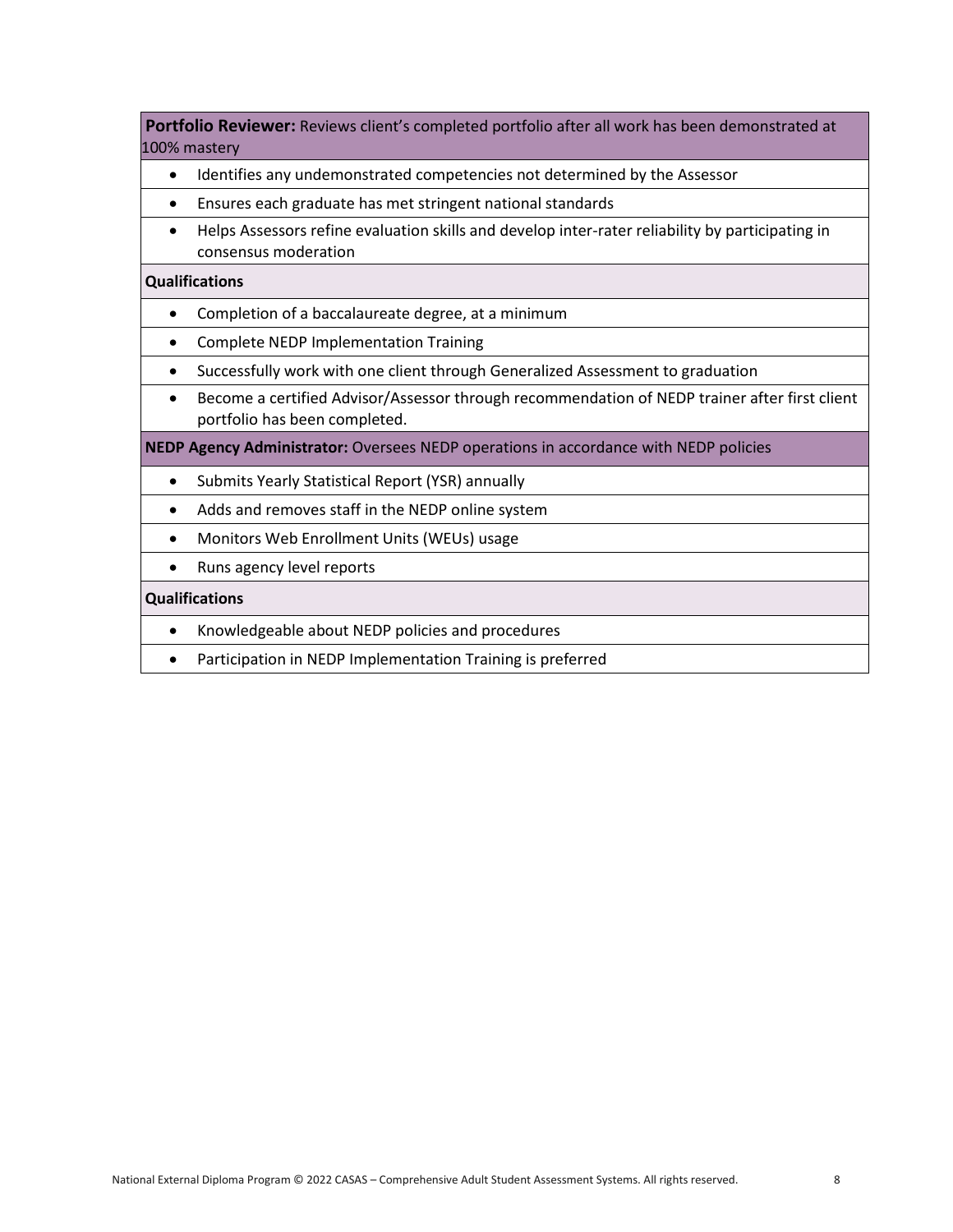**Portfolio Reviewer:** Reviews client's completed portfolio after all work has been demonstrated at 100% mastery

- Identifies any undemonstrated competencies not determined by the Assessor
- Ensures each graduate has met stringent national standards
- Helps Assessors refine evaluation skills and develop inter-rater reliability by participating in consensus moderation

**Qualifications**

- Completion of a baccalaureate degree, at a minimum
- Complete NEDP Implementation Training
- Successfully work with one client through Generalized Assessment to graduation
- Become a certified Advisor/Assessor through recommendation of NEDP trainer after first client portfolio has been completed.

**NEDP Agency Administrator:** Oversees NEDP operations in accordance with NEDP policies

- Submits Yearly Statistical Report (YSR) annually
- Adds and removes staff in the NEDP online system
- Monitors Web Enrollment Units (WEUs) usage
- Runs agency level reports

**Qualifications**

- Knowledgeable about NEDP policies and procedures
- Participation in NEDP Implementation Training is preferred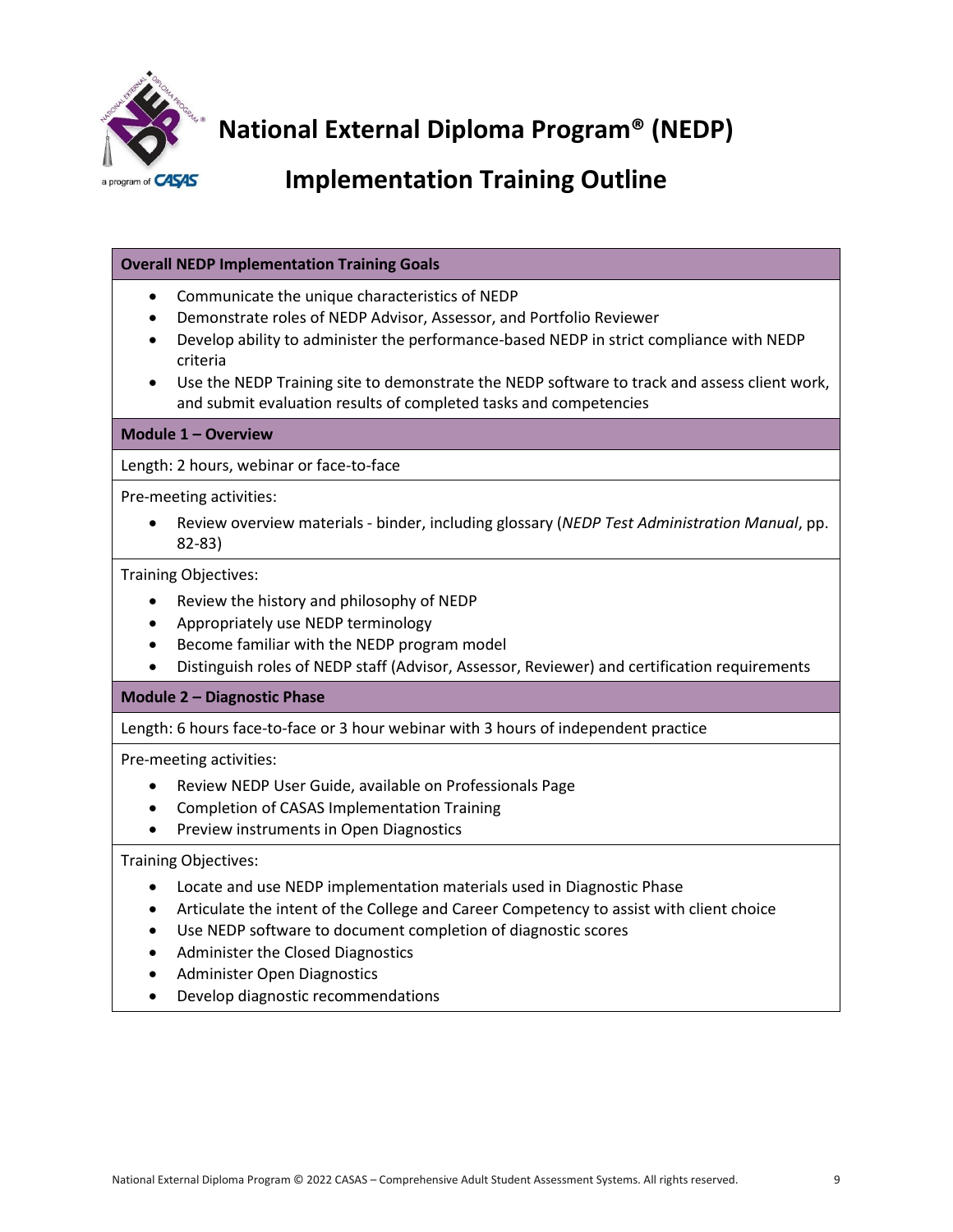# National External Diploma Program® (NEDP)

## Implementation Training Outline

### Overall NEDP Implementation Training Goals

- Communicate the unique characteristics of NEDP
- Demonstrate roles of NEDP Advisor, Assessor, and Portfolio Reviewer
- Develop ability to administer the performance-based NEDP in strict compliance with NEDP criteria
- Use the NEDP Training site to demonstrate the NEDP software to track and assess client work, and submit evaluation results of completed tasks and competencies

### Module 1 – Overview

Length: 2 hours, webinar or face-to-face

Pre-meeting activities:

- Review overview materials - binder, including glossary (*NEDP Test Administration Manual*, pp. 82-83)

Training Objectives:

- Review the history and philosophy of NEDP
- Appropriately use NEDP terminology
- Become familiar with the NEDP program model
- Distinguish roles of NEDP staff (Advisor, Assessor, Reviewer) and certification requirements

### Module 2 – Diagnostic Phase

Length: 6 hours face-to-face or 3 hour webinar with 3 hours of independent practice

Pre-meeting activities:

- Review NEDP User Guide, available on Professionals Page
- Completion of CASAS Implementation Training
- Preview instruments in Open Diagnostics

Training Objectives:

- Locate and use NEDP implementation materials used in Diagnostic Phase
- Articulate the intent of the College and Career Competency to assist with client choice
- Use NEDP software to document completion of diagnostic scores
- Administer the Closed Diagnostics
- Administer Open Diagnostics
- Develop diagnostic recommendations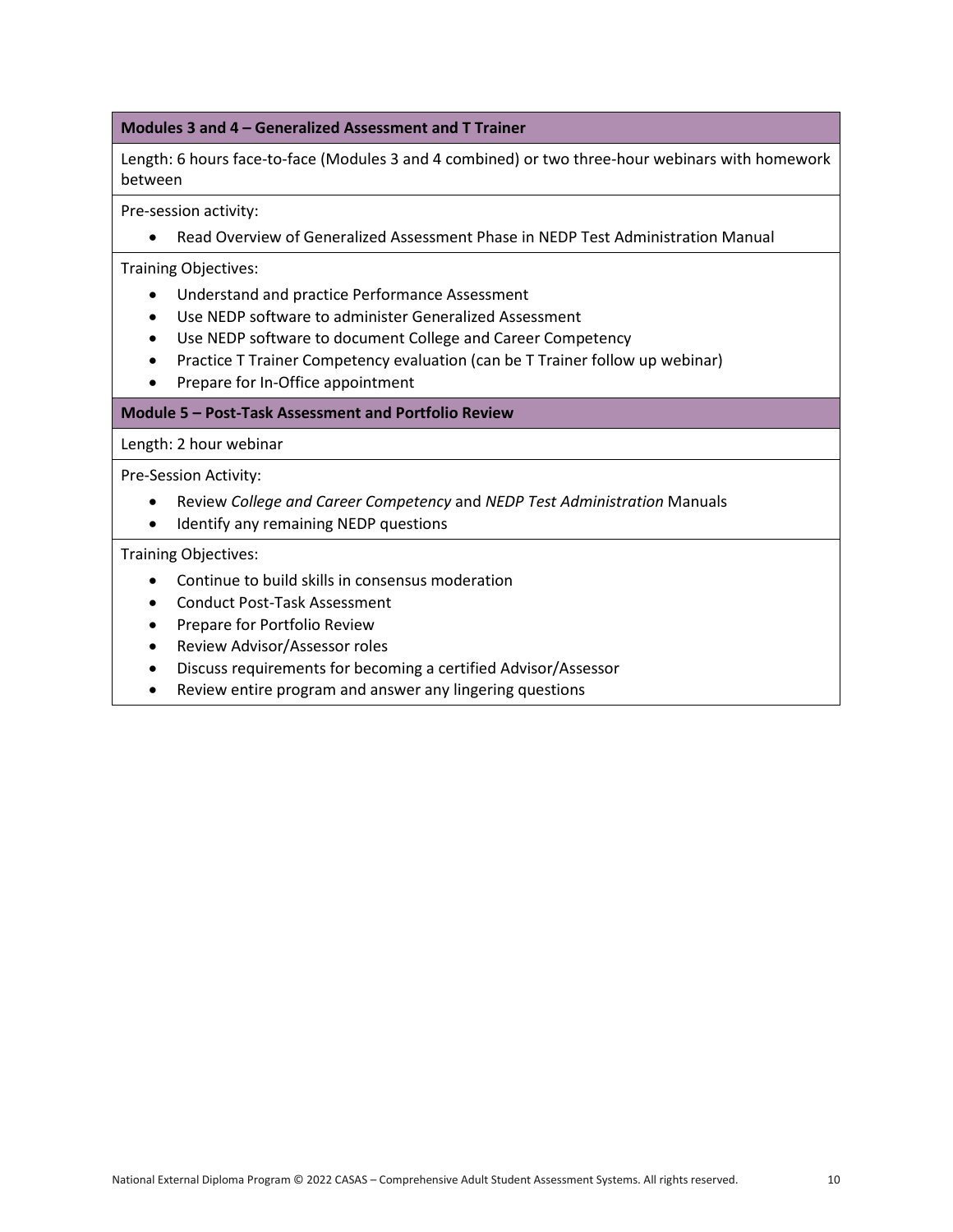**Modules 3 and 4 – Generalized Assessment and T Trainer**

Length: 6 hours face-to-face (Modules 3 and 4 combined) or two three-hour webinars with homework between

Pre-session activity:

- Read Overview of Generalized Assessment Phase in NEDP Test Administration Manual

Training Objectives:

- Understand and practice Performance Assessment
- Use NEDP software to administer Generalized Assessment
- Use NEDP software to document College and Career Competency
- Practice T Trainer Competency evaluation (can be T Trainer follow up webinar)
- Prepare for In-Office appointment

**Module 5 – Post-Task Assessment and Portfolio Review**

Length: 2 hour webinar

Pre-Session Activity:

- Review *College and Career Competency* and *NEDP Test Administration* Manuals
- Identify any remaining NEDP questions

Training Objectives:

- Continue to build skills in consensus moderation
- Conduct Post-Task Assessment
- Prepare for Portfolio Review
- Review Advisor/Assessor roles
- Discuss requirements for becoming a certified Advisor/Assessor
- Review entire program and answer any lingering questions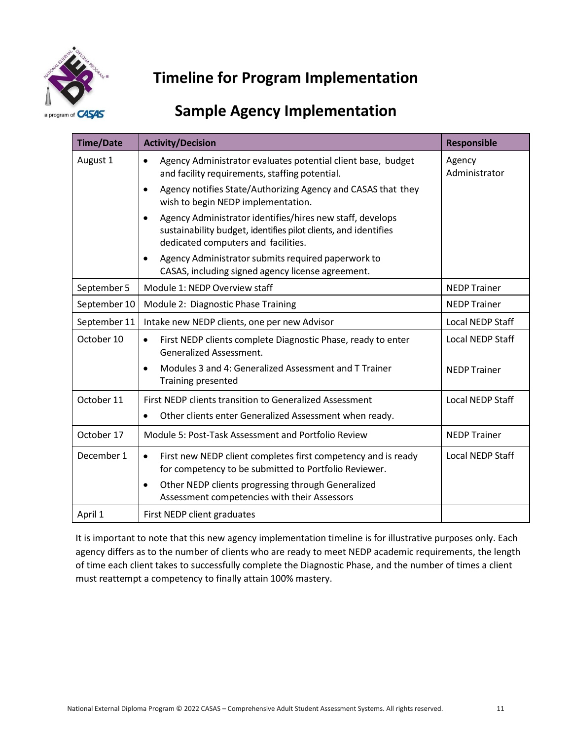# Timeline for Program Implementation

## Sample Agency Implementation

| Time/Date | Activity/Decision | Responsible |
|---|---|---|
| August 1 | • Agency Administrator evaluates potential client base, budget and facility requirements, staffing potential.<br>• Agency notifies State/Authorizing Agency and CASAS that they wish to begin NEDP implementation.<br>• Agency Administrator identifies/hires new staff, develops sustainability budget, identifies pilot clients, and identifies dedicated computers and facilities.<br>• Agency Administrator submits required paperwork to CASAS, including signed agency license agreement. | Agency Administrator |
| September 5 | Module 1: NEDP Overview staff | NEDP Trainer |
| September 10 | Module 2: Diagnostic Phase Training | NEDP Trainer |
| September 11 | Intake new NEDP clients, one per new Advisor | Local NEDP Staff |
| October 10 | • First NEDP clients complete Diagnostic Phase, ready to enter Generalized Assessment.<br>• Modules 3 and 4: Generalized Assessment and T Trainer Training presented | Local NEDP Staff<br><br>NEDP Trainer |
| October 11 | First NEDP clients transition to Generalized Assessment<br>• Other clients enter Generalized Assessment when ready. | Local NEDP Staff |
| October 17 | Module 5: Post-Task Assessment and Portfolio Review | NEDP Trainer |
| December 1 | • First new NEDP client completes first competency and is ready for competency to be submitted to Portfolio Reviewer.<br>• Other NEDP clients progressing through Generalized Assessment competencies with their Assessors | Local NEDP Staff |
| April 1 | First NEDP client graduates | |

It is important to note that this new agency implementation timeline is for illustrative purposes only. Each agency differs as to the number of clients who are ready to meet NEDP academic requirements, the length of time each client takes to successfully complete the Diagnostic Phase, and the number of times a client must reattempt a competency to finally attain 100% mastery.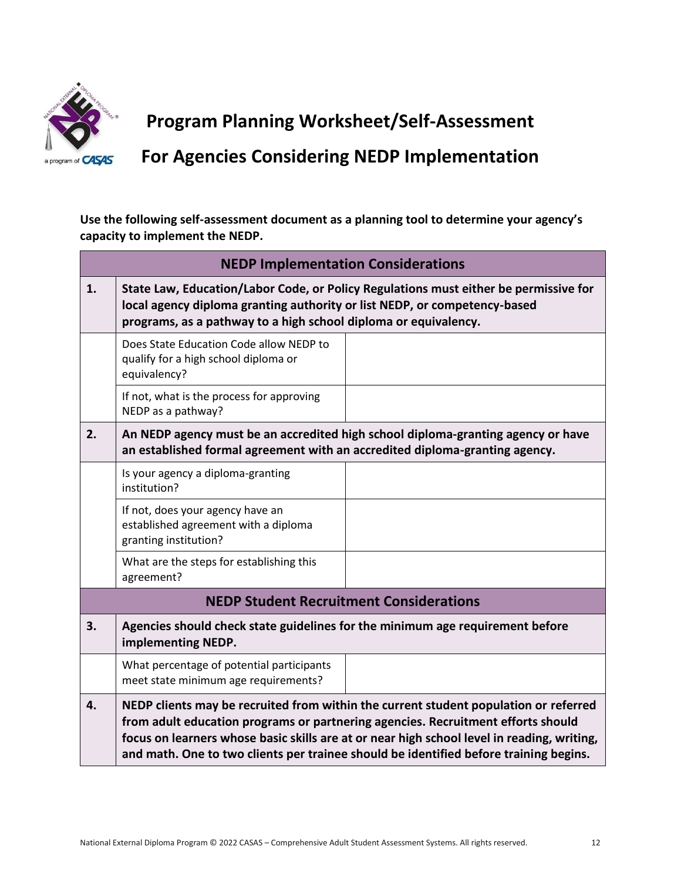# Program Planning Worksheet/Self-Assessment

# For Agencies Considering NEDP Implementation

**Use the following self-assessment document as a planning tool to determine your agency's capacity to implement the NEDP.**

| | **NEDP Implementation Considerations** | |
|---|---|---|
| **1.** | **State Law, Education/Labor Code, or Policy Regulations must either be permissive for local agency diploma granting authority or list NEDP, or competency-based programs, as a pathway to a high school diploma or equivalency.** | |
| | Does State Education Code allow NEDP to qualify for a high school diploma or equivalency? | |
| | If not, what is the process for approving NEDP as a pathway? | |
| **2.** | **An NEDP agency must be an accredited high school diploma-granting agency or have an established formal agreement with an accredited diploma-granting agency.** | |
| | Is your agency a diploma-granting institution? | |
| | If not, does your agency have an established agreement with a diploma granting institution? | |
| | What are the steps for establishing this agreement? | |
| | **NEDP Student Recruitment Considerations** | |
| **3.** | **Agencies should check state guidelines for the minimum age requirement before implementing NEDP.** | |
| | What percentage of potential participants meet state minimum age requirements? | |
| **4.** | **NEDP clients may be recruited from within the current student population or referred from adult education programs or partnering agencies. Recruitment efforts should focus on learners whose basic skills are at or near high school level in reading, writing, and math. One to two clients per trainee should be identified before training begins.** | |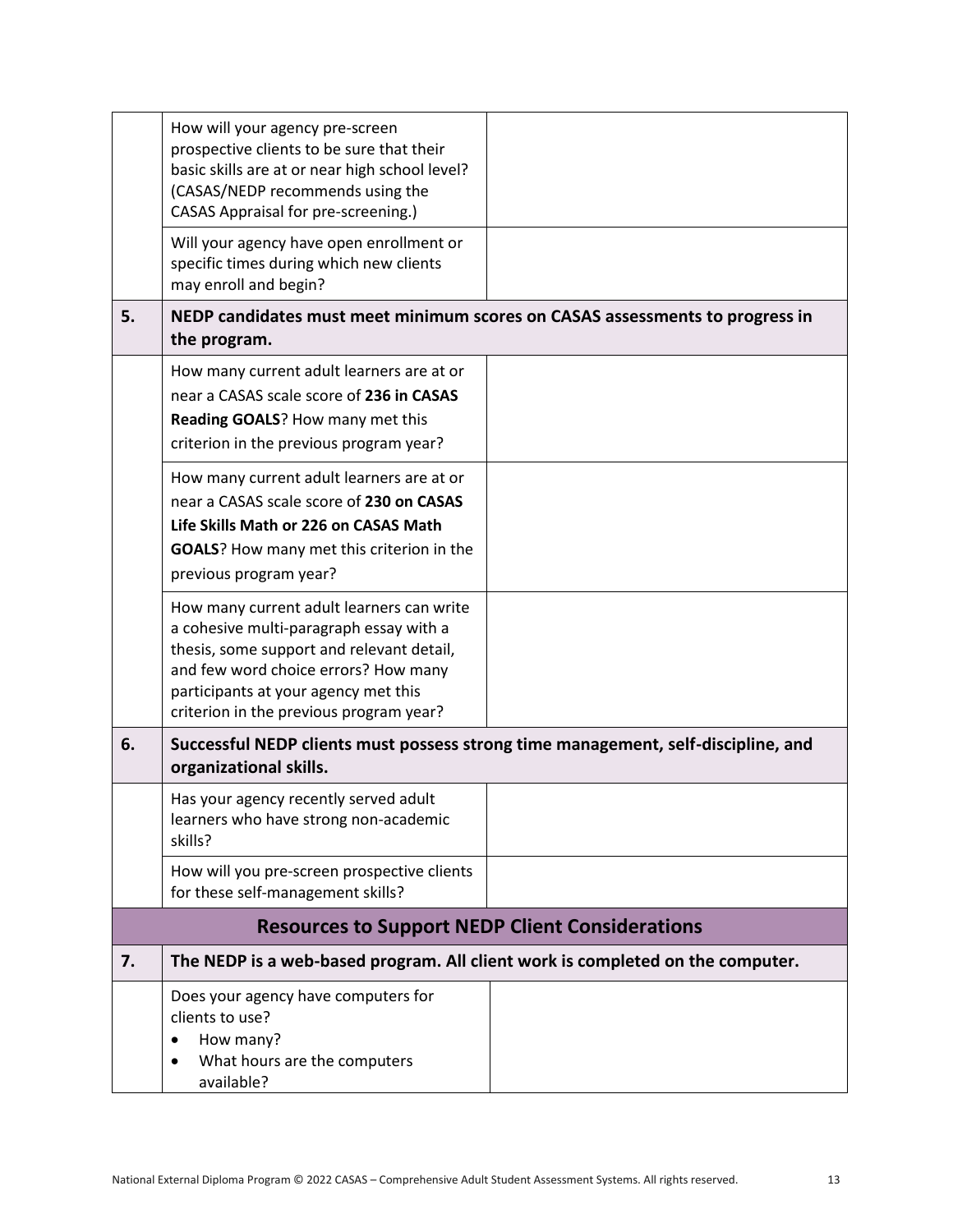| | | |
|---|---|---|
| | How will your agency pre-screen prospective clients to be sure that their basic skills are at or near high school level? (CASAS/NEDP recommends using the CASAS Appraisal for pre-screening.) | |
| | Will your agency have open enrollment or specific times during which new clients may enroll and begin? | |
| **5.** | **NEDP candidates must meet minimum scores on CASAS assessments to progress in the program.** | |
| | How many current adult learners are at or near a CASAS scale score of **236 in CASAS Reading GOALS**? How many met this criterion in the previous program year? | |
| | How many current adult learners are at or near a CASAS scale score of **230 on CASAS Life Skills Math or 226 on CASAS Math GOALS**? How many met this criterion in the previous program year? | |
| | How many current adult learners can write a cohesive multi-paragraph essay with a thesis, some support and relevant detail, and few word choice errors? How many participants at your agency met this criterion in the previous program year? | |
| **6.** | **Successful NEDP clients must possess strong time management, self-discipline, and organizational skills.** | |
| | Has your agency recently served adult learners who have strong non-academic skills? | |
| | How will you pre-screen prospective clients for these self-management skills? | |
| | **Resources to Support NEDP Client Considerations** | |
| **7.** | **The NEDP is a web-based program. All client work is completed on the computer.** | |
| | Does your agency have computers for clients to use?<br>• How many?<br>• What hours are the computers available? | |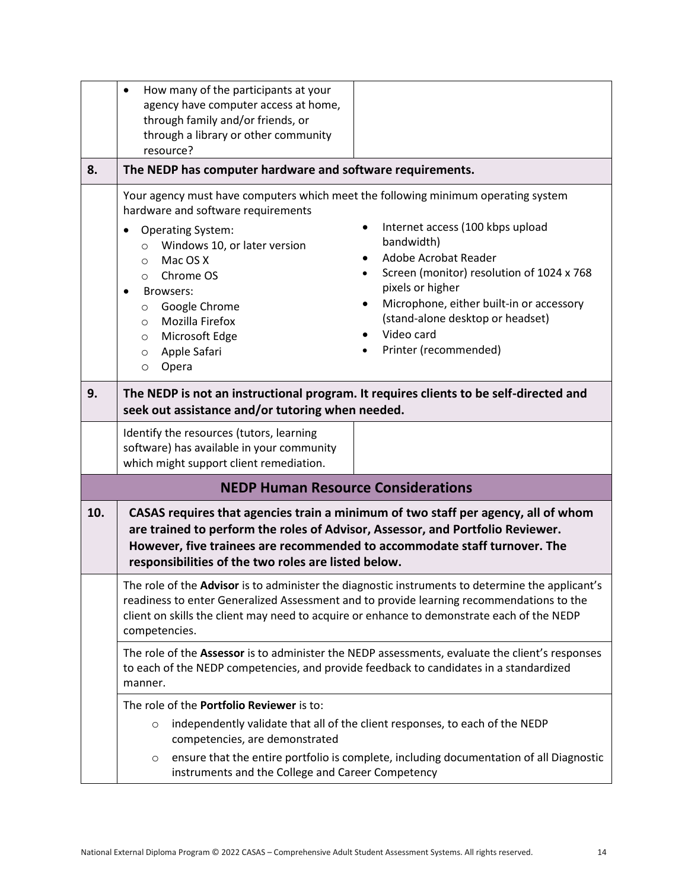| | | |
|---|---|---|
| | • How many of the participants at your agency have computer access at home, through family and/or friends, or through a library or other community resource? | |
| **8.** | **The NEDP has computer hardware and software requirements.** | |
| | Your agency must have computers which meet the following minimum operating system hardware and software requirements<br>• Operating System:<br>&nbsp;&nbsp;○ Windows 10, or later version<br>&nbsp;&nbsp;○ Mac OS X<br>&nbsp;&nbsp;○ Chrome OS<br>• Browsers:<br>&nbsp;&nbsp;○ Google Chrome<br>&nbsp;&nbsp;○ Mozilla Firefox<br>&nbsp;&nbsp;○ Microsoft Edge<br>&nbsp;&nbsp;○ Apple Safari<br>&nbsp;&nbsp;○ Opera | • Internet access (100 kbps upload bandwidth)<br>• Adobe Acrobat Reader<br>• Screen (monitor) resolution of 1024 x 768 pixels or higher<br>• Microphone, either built-in or accessory (stand-alone desktop or headset)<br>• Video card<br>• Printer (recommended) |
| **9.** | **The NEDP is not an instructional program. It requires clients to be self-directed and seek out assistance and/or tutoring when needed.** | |
| | Identify the resources (tutors, learning software) has available in your community which might support client remediation. | |
| | **NEDP Human Resource Considerations** | |
| **10.** | **CASAS requires that agencies train a minimum of two staff per agency, all of whom are trained to perform the roles of Advisor, Assessor, and Portfolio Reviewer. However, five trainees are recommended to accommodate staff turnover. The responsibilities of the two roles are listed below.** | |
| | The role of the **Advisor** is to administer the diagnostic instruments to determine the applicant's readiness to enter Generalized Assessment and to provide learning recommendations to the client on skills the client may need to acquire or enhance to demonstrate each of the NEDP competencies. | |
| | The role of the **Assessor** is to administer the NEDP assessments, evaluate the client's responses to each of the NEDP competencies, and provide feedback to candidates in a standardized manner. | |
| | The role of the **Portfolio Reviewer** is to:<br>&nbsp;&nbsp;○ independently validate that all of the client responses, to each of the NEDP competencies, are demonstrated<br>&nbsp;&nbsp;○ ensure that the entire portfolio is complete, including documentation of all Diagnostic instruments and the College and Career Competency | |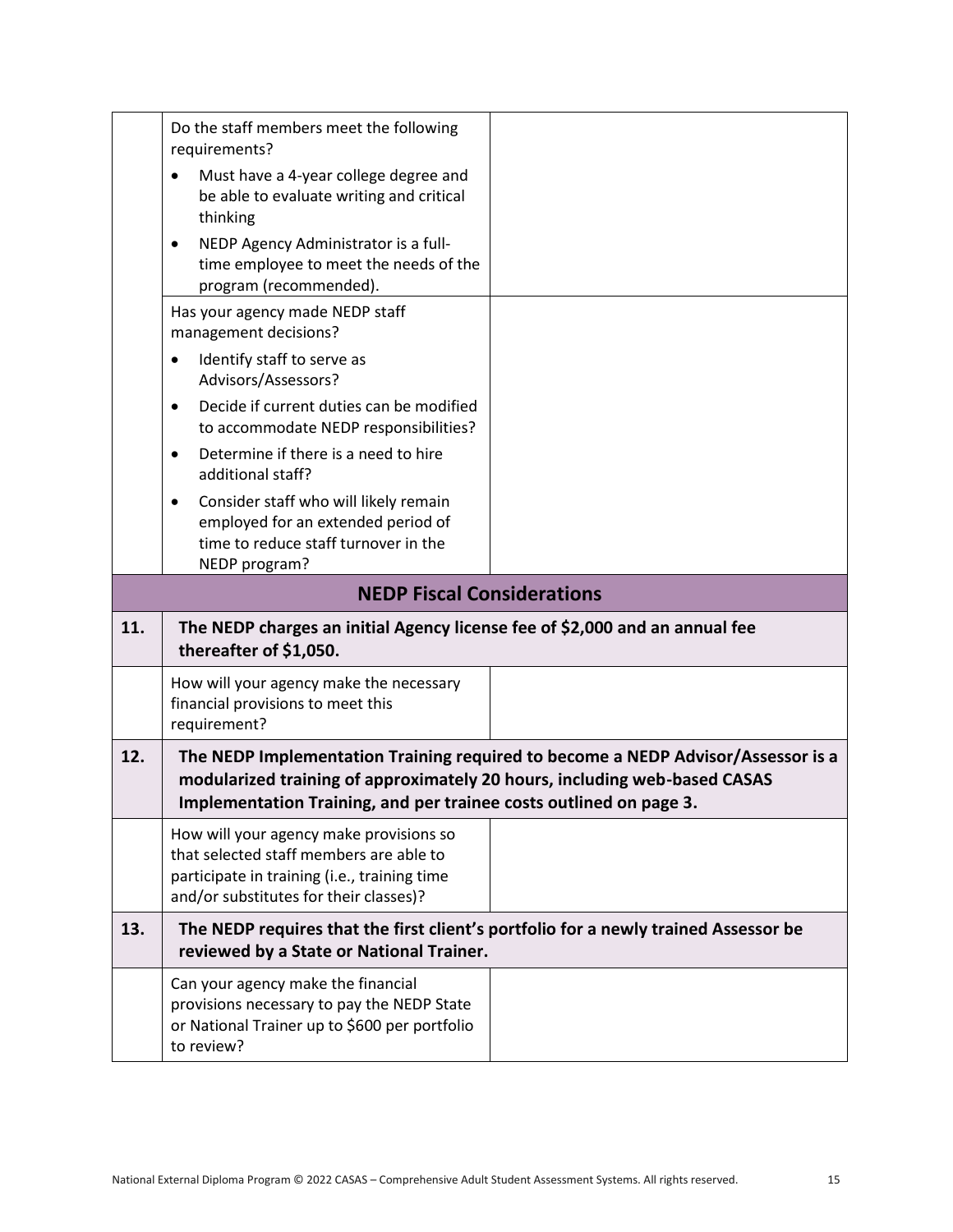| | | |
|---|---|---|
| | Do the staff members meet the following requirements?<br>• Must have a 4-year college degree and be able to evaluate writing and critical thinking<br>• NEDP Agency Administrator is a full-time employee to meet the needs of the program (recommended). | |
| | Has your agency made NEDP staff management decisions?<br>• Identify staff to serve as Advisors/Assessors?<br>• Decide if current duties can be modified to accommodate NEDP responsibilities?<br>• Determine if there is a need to hire additional staff?<br>• Consider staff who will likely remain employed for an extended period of time to reduce staff turnover in the NEDP program? | |
| **NEDP Fiscal Considerations** | | |
| **11.** | **The NEDP charges an initial Agency license fee of $2,000 and an annual fee thereafter of $1,050.** | |
| | How will your agency make the necessary financial provisions to meet this requirement? | |
| **12.** | **The NEDP Implementation Training required to become a NEDP Advisor/Assessor is a modularized training of approximately 20 hours, including web-based CASAS Implementation Training, and per trainee costs outlined on page 3.** | |
| | How will your agency make provisions so that selected staff members are able to participate in training (i.e., training time and/or substitutes for their classes)? | |
| **13.** | **The NEDP requires that the first client's portfolio for a newly trained Assessor be reviewed by a State or National Trainer.** | |
| | Can your agency make the financial provisions necessary to pay the NEDP State or National Trainer up to $600 per portfolio to review? | |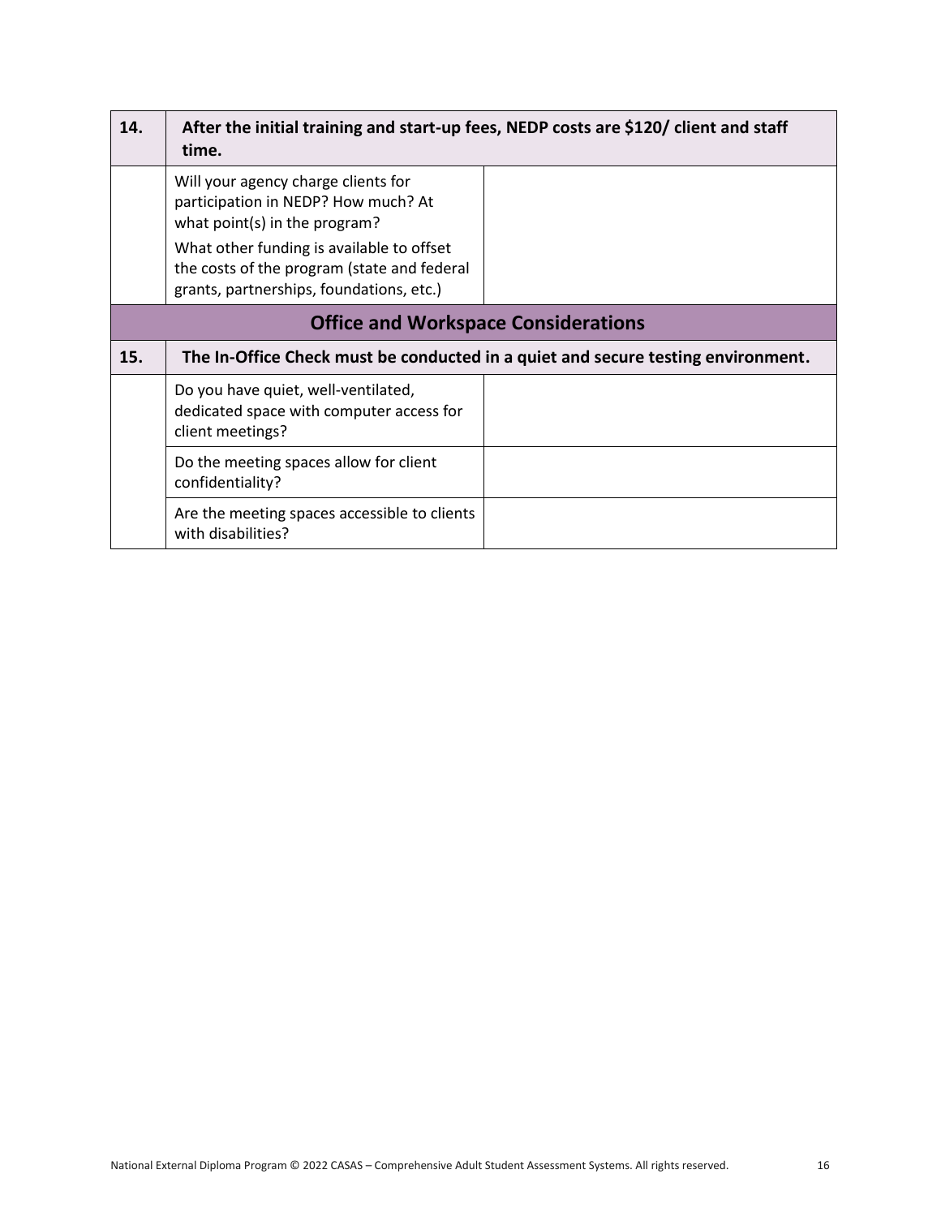| | | |
|---|---|---|
| **14.** | **After the initial training and start-up fees, NEDP costs are $120/ client and staff time.** | |
| | Will your agency charge clients for participation in NEDP? How much? At what point(s) in the program?<br>What other funding is available to offset the costs of the program (state and federal grants, partnerships, foundations, etc.) | |
| **Office and Workspace Considerations** | | |
| **15.** | **The In-Office Check must be conducted in a quiet and secure testing environment.** | |
| | Do you have quiet, well-ventilated, dedicated space with computer access for client meetings? | |
| | Do the meeting spaces allow for client confidentiality? | |
| | Are the meeting spaces accessible to clients with disabilities? | |

National External Diploma Program © 2022 CASAS – Comprehensive Adult Student Assessment Systems. All rights reserved.